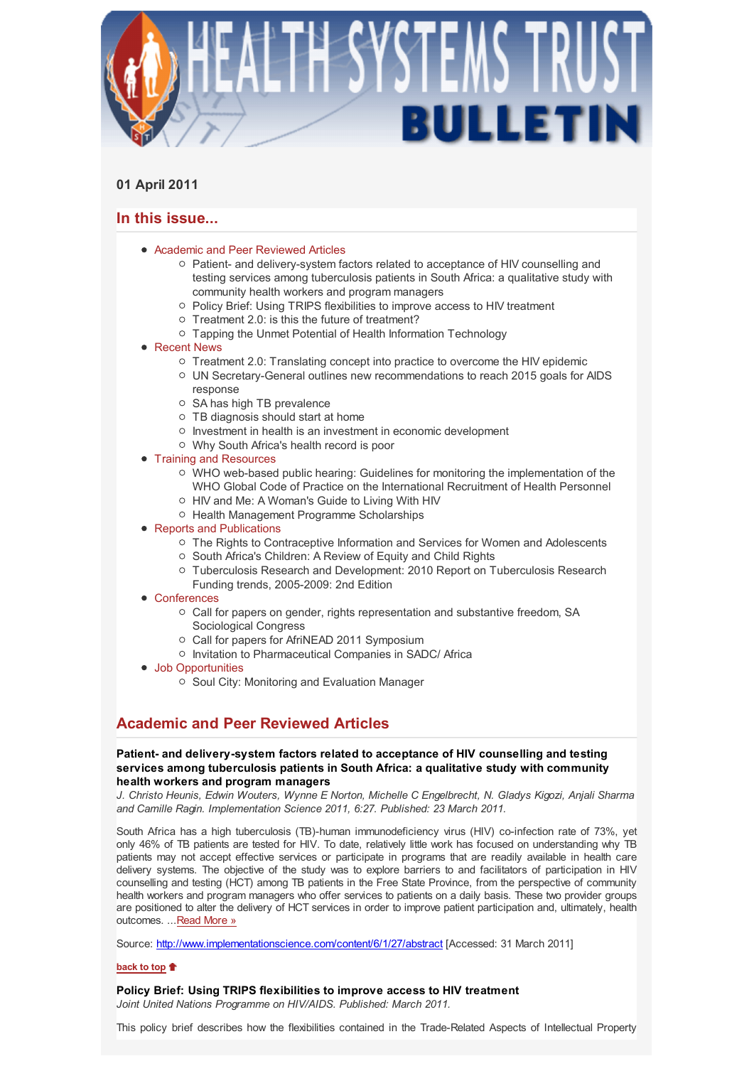# HEALTH SYSTEMS TRUST BULLETIN

**01 April 2011**

## In this issue...

- Academic and Peer Reviewed Articles
  - Patient- and delivery-system factors related to acceptance of HIV counselling and testing services among tuberculosis patients in South Africa: a qualitative study with community health workers and program managers
  - Policy Brief: Using TRIPS flexibilities to improve access to HIV treatment
  - Treatment 2.0: is this the future of treatment?
  - Tapping the Unmet Potential of Health Information Technology
- Recent News
  - Treatment 2.0: Translating concept into practice to overcome the HIV epidemic
  - UN Secretary-General outlines new recommendations to reach 2015 goals for AIDS response
  - SA has high TB prevalence
  - TB diagnosis should start at home
  - Investment in health is an investment in economic development
  - Why South Africa's health record is poor
- Training and Resources
  - WHO web-based public hearing: Guidelines for monitoring the implementation of the WHO Global Code of Practice on the International Recruitment of Health Personnel
  - HIV and Me: A Woman's Guide to Living With HIV
  - Health Management Programme Scholarships
- Reports and Publications
  - The Rights to Contraceptive Information and Services for Women and Adolescents
  - South Africa's Children: A Review of Equity and Child Rights
  - Tuberculosis Research and Development: 2010 Report on Tuberculosis Research Funding trends, 2005-2009: 2nd Edition
- Conferences
  - Call for papers on gender, rights representation and substantive freedom, SA Sociological Congress
  - Call for papers for AfriNEAD 2011 Symposium
  - Invitation to Pharmaceutical Companies in SADC/ Africa
- Job Opportunities
  - Soul City: Monitoring and Evaluation Manager

## Academic and Peer Reviewed Articles

**Patient- and delivery-system factors related to acceptance of HIV counselling and testing services among tuberculosis patients in South Africa: a qualitative study with community health workers and program managers**

*J. Christo Heunis, Edwin Wouters, Wynne E Norton, Michelle C Engelbrecht, N. Gladys Kigozi, Anjali Sharma and Camille Ragin. Implementation Science 2011, 6:27. Published: 23 March 2011.*

South Africa has a high tuberculosis (TB)-human immunodeficiency virus (HIV) co-infection rate of 73%, yet only 46% of TB patients are tested for HIV. To date, relatively little work has focused on understanding why TB patients may not accept effective services or participate in programs that are readily available in health care delivery systems. The objective of the study was to explore barriers to and facilitators of participation in HIV counselling and testing (HCT) among TB patients in the Free State Province, from the perspective of community health workers and program managers who offer services to patients on a daily basis. These two provider groups are positioned to alter the delivery of HCT services in order to improve patient participation and, ultimately, health outcomes. ...Read More »

Source: http://www.implementationscience.com/content/6/1/27/abstract [Accessed: 31 March 2011]

back to top

**Policy Brief: Using TRIPS flexibilities to improve access to HIV treatment**

*Joint United Nations Programme on HIV/AIDS. Published: March 2011.*

This policy brief describes how the flexibilities contained in the Trade-Related Aspects of Intellectual Property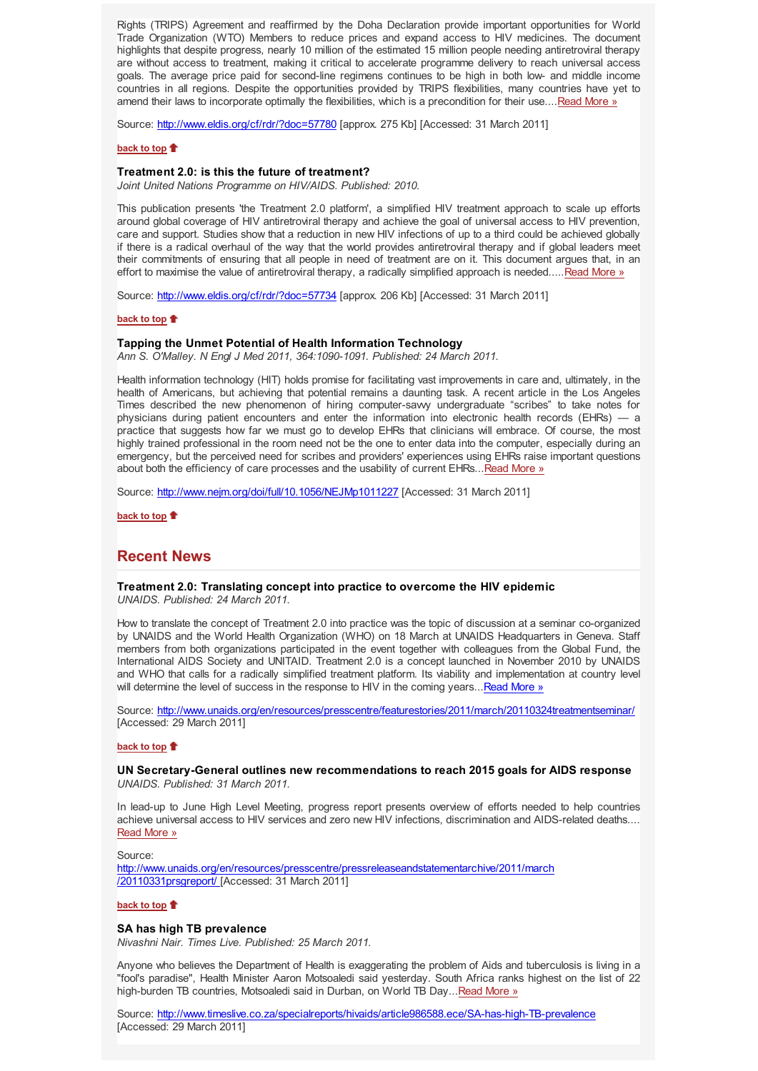Rights (TRIPS) Agreement and reaffirmed by the Doha Declaration provide important opportunities for World Trade Organization (WTO) Members to reduce prices and expand access to HIV medicines. The document highlights that despite progress, nearly 10 million of the estimated 15 million people needing antiretroviral therapy are without access to treatment, making it critical to accelerate programme delivery to reach universal access goals. The average price paid for second-line regimens continues to be high in both low- and middle income countries in all regions. Despite the opportunities provided by TRIPS flexibilities, many countries have yet to amend their laws to incorporate optimally the flexibilities, which is a precondition for their use....Read More »

Source: http://www.eldis.org/cf/rdr/?doc=57780 [approx. 275 Kb] [Accessed: 31 March 2011]

back to top

### Treatment 2.0: is this the future of treatment?

*Joint United Nations Programme on HIV/AIDS. Published: 2010.*

This publication presents 'the Treatment 2.0 platform', a simplified HIV treatment approach to scale up efforts around global coverage of HIV antiretroviral therapy and achieve the goal of universal access to HIV prevention, care and support. Studies show that a reduction in new HIV infections of up to a third could be achieved globally if there is a radical overhaul of the way that the world provides antiretroviral therapy and if global leaders meet their commitments of ensuring that all people in need of treatment are on it. This document argues that, in an effort to maximise the value of antiretroviral therapy, a radically simplified approach is needed.....Read More »

Source: http://www.eldis.org/cf/rdr/?doc=57734 [approx. 206 Kb] [Accessed: 31 March 2011]

back to top

### Tapping the Unmet Potential of Health Information Technology

*Ann S. O'Malley. N Engl J Med 2011, 364:1090-1091. Published: 24 March 2011.*

Health information technology (HIT) holds promise for facilitating vast improvements in care and, ultimately, in the health of Americans, but achieving that potential remains a daunting task. A recent article in the Los Angeles Times described the new phenomenon of hiring computer-savvy undergraduate "scribes" to take notes for physicians during patient encounters and enter the information into electronic health records (EHRs) — a practice that suggests how far we must go to develop EHRs that clinicians will embrace. Of course, the most highly trained professional in the room need not be the one to enter data into the computer, especially during an emergency, but the perceived need for scribes and providers' experiences using EHRs raise important questions about both the efficiency of care processes and the usability of current EHRs...Read More »

Source: http://www.nejm.org/doi/full/10.1056/NEJMp1011227 [Accessed: 31 March 2011]

back to top

## Recent News

### Treatment 2.0: Translating concept into practice to overcome the HIV epidemic

*UNAIDS. Published: 24 March 2011.*

How to translate the concept of Treatment 2.0 into practice was the topic of discussion at a seminar co-organized by UNAIDS and the World Health Organization (WHO) on 18 March at UNAIDS Headquarters in Geneva. Staff members from both organizations participated in the event together with colleagues from the Global Fund, the International AIDS Society and UNITAID. Treatment 2.0 is a concept launched in November 2010 by UNAIDS and WHO that calls for a radically simplified treatment platform. Its viability and implementation at country level will determine the level of success in the response to HIV in the coming years...Read More »

Source: http://www.unaids.org/en/resources/presscentre/featurestories/2011/march/20110324treatmentseminar/ [Accessed: 29 March 2011]

back to top

### UN Secretary-General outlines new recommendations to reach 2015 goals for AIDS response

*UNAIDS. Published: 31 March 2011.*

In lead-up to June High Level Meeting, progress report presents overview of efforts needed to help countries achieve universal access to HIV services and zero new HIV infections, discrimination and AIDS-related deaths.... Read More »

Source: http://www.unaids.org/en/resources/presscentre/pressreleaseandstatementarchive/2011/march/20110331prsgreport/ [Accessed: 31 March 2011]

back to top

### SA has high TB prevalence

*Nivashni Nair. Times Live. Published: 25 March 2011.*

Anyone who believes the Department of Health is exaggerating the problem of Aids and tuberculosis is living in a "fool's paradise", Health Minister Aaron Motsoaledi said yesterday. South Africa ranks highest on the list of 22 high-burden TB countries, Motsoaledi said in Durban, on World TB Day...Read More »

Source: http://www.timeslive.co.za/specialreports/hivaids/article986588.ece/SA-has-high-TB-prevalence [Accessed: 29 March 2011]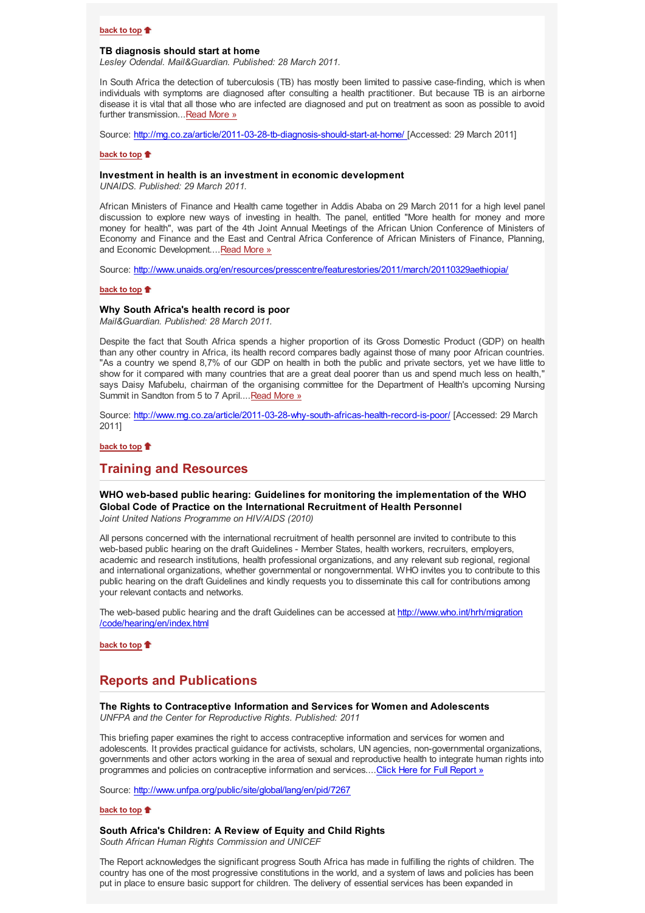**back to top**

### TB diagnosis should start at home

*Lesley Odendal. Mail&Guardian. Published: 28 March 2011.*

In South Africa the detection of tuberculosis (TB) has mostly been limited to passive case-finding, which is when individuals with symptoms are diagnosed after consulting a health practitioner. But because TB is an airborne disease it is vital that all those who are infected are diagnosed and put on treatment as soon as possible to avoid further transmission...Read More »

Source: http://mg.co.za/article/2011-03-28-tb-diagnosis-should-start-at-home/ [Accessed: 29 March 2011]

**back to top**

### Investment in health is an investment in economic development

*UNAIDS. Published: 29 March 2011.*

African Ministers of Finance and Health came together in Addis Ababa on 29 March 2011 for a high level panel discussion to explore new ways of investing in health. The panel, entitled "More health for money and more money for health", was part of the 4th Joint Annual Meetings of the African Union Conference of Ministers of Economy and Finance and the East and Central Africa Conference of African Ministers of Finance, Planning, and Economic Development....Read More »

Source: http://www.unaids.org/en/resources/presscentre/featurestories/2011/march/20110329aethiopia/

**back to top**

### Why South Africa's health record is poor

*Mail&Guardian. Published: 28 March 2011.*

Despite the fact that South Africa spends a higher proportion of its Gross Domestic Product (GDP) on health than any other country in Africa, its health record compares badly against those of many poor African countries. "As a country we spend 8,7% of our GDP on health in both the public and private sectors, yet we have little to show for it compared with many countries that are a great deal poorer than us and spend much less on health," says Daisy Mafubelu, chairman of the organising committee for the Department of Health's upcoming Nursing Summit in Sandton from 5 to 7 April....Read More »

Source: http://www.mg.co.za/article/2011-03-28-why-south-africas-health-record-is-poor/ [Accessed: 29 March 2011]

**back to top**

## Training and Resources

### WHO web-based public hearing: Guidelines for monitoring the implementation of the WHO Global Code of Practice on the International Recruitment of Health Personnel

*Joint United Nations Programme on HIV/AIDS (2010)*

All persons concerned with the international recruitment of health personnel are invited to contribute to this web-based public hearing on the draft Guidelines - Member States, health workers, recruiters, employers, academic and research institutions, health professional organizations, and any relevant sub regional, regional and international organizations, whether governmental or nongovernmental. WHO invites you to contribute to this public hearing on the draft Guidelines and kindly requests you to disseminate this call for contributions among your relevant contacts and networks.

The web-based public hearing and the draft Guidelines can be accessed at http://www.who.int/hrh/migration/code/hearing/en/index.html

**back to top**

## Reports and Publications

### The Rights to Contraceptive Information and Services for Women and Adolescents

*UNFPA and the Center for Reproductive Rights. Published: 2011*

This briefing paper examines the right to access contraceptive information and services for women and adolescents. It provides practical guidance for activists, scholars, UN agencies, non-governmental organizations, governments and other actors working in the area of sexual and reproductive health to integrate human rights into programmes and policies on contraceptive information and services....Click Here for Full Report »

Source: http://www.unfpa.org/public/site/global/lang/en/pid/7267

**back to top**

### South Africa's Children: A Review of Equity and Child Rights

*South African Human Rights Commission and UNICEF*

The Report acknowledges the significant progress South Africa has made in fulfilling the rights of children. The country has one of the most progressive constitutions in the world, and a system of laws and policies has been put in place to ensure basic support for children. The delivery of essential services has been expanded in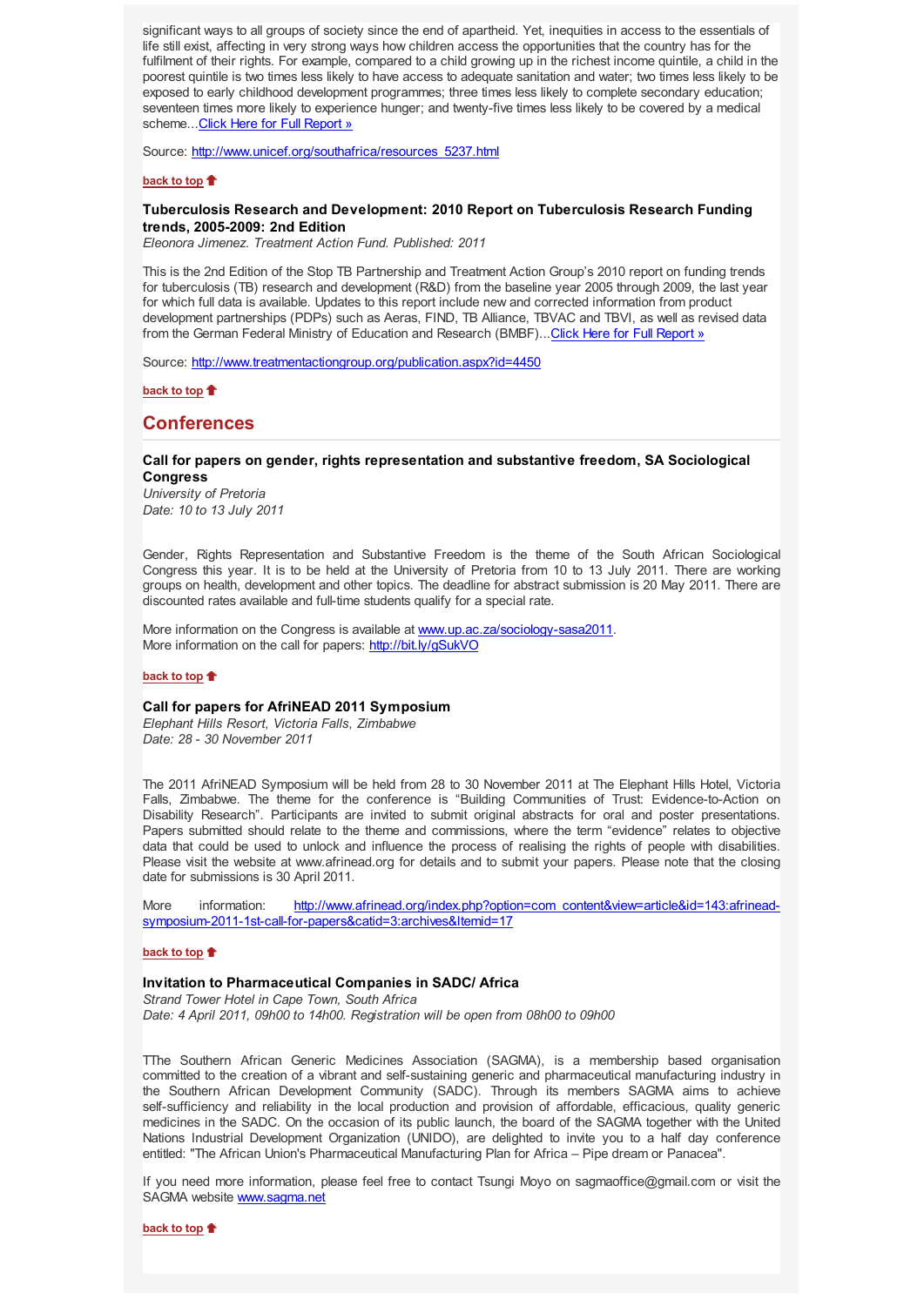significant ways to all groups of society since the end of apartheid. Yet, inequities in access to the essentials of life still exist, affecting in very strong ways how children access the opportunities that the country has for the fulfilment of their rights. For example, compared to a child growing up in the richest income quintile, a child in the poorest quintile is two times less likely to have access to adequate sanitation and water; two times less likely to be exposed to early childhood development programmes; three times less likely to complete secondary education; seventeen times more likely to experience hunger; and twenty-five times less likely to be covered by a medical scheme...[Click Here for Full Report »]

Source: [http://www.unicef.org/southafrica/resources_5237.html](http://www.unicef.org/southafrica/resources_5237.html)

**back to top**

### Tuberculosis Research and Development: 2010 Report on Tuberculosis Research Funding trends, 2005-2009: 2nd Edition

*Eleonora Jimenez. Treatment Action Fund. Published: 2011*

This is the 2nd Edition of the Stop TB Partnership and Treatment Action Group's 2010 report on funding trends for tuberculosis (TB) research and development (R&D) from the baseline year 2005 through 2009, the last year for which full data is available. Updates to this report include new and corrected information from product development partnerships (PDPs) such as Aeras, FIND, TB Alliance, TBVAC and TBVI, as well as revised data from the German Federal Ministry of Education and Research (BMBF)...[Click Here for Full Report »]

Source: [http://www.treatmentactiongroup.org/publication.aspx?id=4450](http://www.treatmentactiongroup.org/publication.aspx?id=4450)

**back to top**

## Conferences

### Call for papers on gender, rights representation and substantive freedom, SA Sociological Congress

*University of Pretoria*
*Date: 10 to 13 July 2011*

Gender, Rights Representation and Substantive Freedom is the theme of the South African Sociological Congress this year. It is to be held at the University of Pretoria from 10 to 13 July 2011. There are working groups on health, development and other topics. The deadline for abstract submission is 20 May 2011. There are discounted rates available and full-time students qualify for a special rate.

More information on the Congress is available at [www.up.ac.za/sociology-sasa2011](http://www.up.ac.za/sociology-sasa2011).
More information on the call for papers: [http://bit.ly/gSukVO](http://bit.ly/gSukVO)

**back to top**

### Call for papers for AfriNEAD 2011 Symposium

*Elephant Hills Resort, Victoria Falls, Zimbabwe*
*Date: 28 - 30 November 2011*

The 2011 AfriNEAD Symposium will be held from 28 to 30 November 2011 at The Elephant Hills Hotel, Victoria Falls, Zimbabwe. The theme for the conference is "Building Communities of Trust: Evidence-to-Action on Disability Research". Participants are invited to submit original abstracts for oral and poster presentations. Papers submitted should relate to the theme and commissions, where the term "evidence" relates to objective data that could be used to unlock and influence the process of realising the rights of people with disabilities. Please visit the website at www.afrinead.org for details and to submit your papers. Please note that the closing date for submissions is 30 April 2011.

More information: [http://www.afrinead.org/index.php?option=com_content&view=article&id=143:afrinead-symposium-2011-1st-call-for-papers&catid=3:archives&Itemid=17](http://www.afrinead.org/index.php?option=com_content&view=article&id=143:afrinead-symposium-2011-1st-call-for-papers&catid=3:archives&Itemid=17)

**back to top**

### Invitation to Pharmaceutical Companies in SADC/ Africa

*Strand Tower Hotel in Cape Town, South Africa*
*Date: 4 April 2011, 09h00 to 14h00. Registration will be open from 08h00 to 09h00*

TThe Southern African Generic Medicines Association (SAGMA), is a membership based organisation committed to the creation of a vibrant and self-sustaining generic and pharmaceutical manufacturing industry in the Southern African Development Community (SADC). Through its members SAGMA aims to achieve self-sufficiency and reliability in the local production and provision of affordable, efficacious, quality generic medicines in the SADC. On the occasion of its public launch, the board of the SAGMA together with the United Nations Industrial Development Organization (UNIDO), are delighted to invite you to a half day conference entitled: "The African Union's Pharmaceutical Manufacturing Plan for Africa – Pipe dream or Panacea".

If you need more information, please feel free to contact Tsungi Moyo on sagmaoffice@gmail.com or visit the SAGMA website [www.sagma.net](http://www.sagma.net)

**back to top**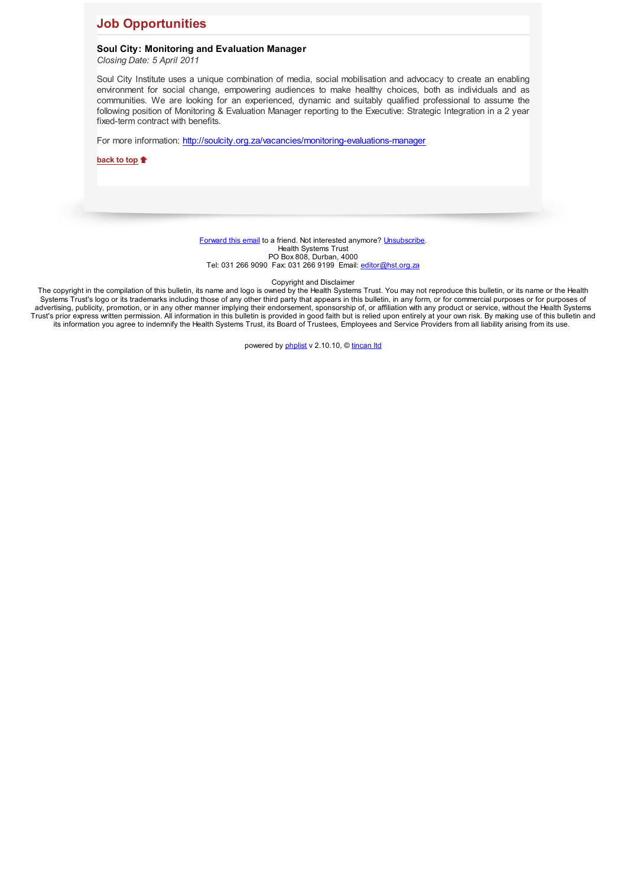## Job Opportunities

### Soul City: Monitoring and Evaluation Manager

*Closing Date: 5 April 2011*

Soul City Institute uses a unique combination of media, social mobilisation and advocacy to create an enabling environment for social change, empowering audiences to make healthy choices, both as individuals and as communities. We are looking for an experienced, dynamic and suitably qualified professional to assume the following position of Monitoring & Evaluation Manager reporting to the Executive: Strategic Integration in a 2 year fixed-term contract with benefits.

For more information: http://soulcity.org.za/vacancies/monitoring-evaluations-manager

**back to top**

Forward this email to a friend. Not interested anymore? Unsubscribe.
Health Systems Trust
PO Box 808, Durban, 4000
Tel: 031 266 9090 Fax: 031 266 9199 Email: editor@hst.org.za

Copyright and Disclaimer
The copyright in the compilation of this bulletin, its name and logo is owned by the Health Systems Trust. You may not reproduce this bulletin, or its name or the Health Systems Trust's logo or its trademarks including those of any other third party that appears in this bulletin, in any form, or for commercial purposes or for purposes of advertising, publicity, promotion, or in any other manner implying their endorsement, sponsorship of, or affiliation with any product or service, without the Health Systems Trust's prior express written permission. All information in this bulletin is provided in good faith but is relied upon entirely at your own risk. By making use of this bulletin and its information you agree to indemnify the Health Systems Trust, its Board of Trustees, Employees and Service Providers from all liability arising from its use.

powered by phplist v 2.10.10, © tincan ltd